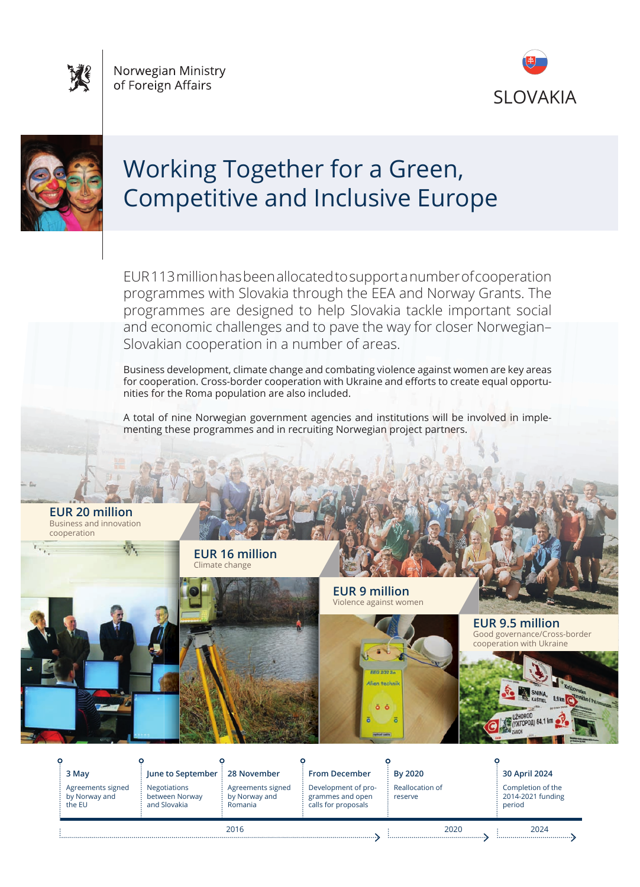Norwegian Ministry of Foreign Affairs

SLOVAKIA

# Working Together for a Green, Competitive and Inclusive Europe

EUR 113 million has been allocated to support a number of cooperation programmes with Slovakia through the EEA and Norway Grants. The programmes are designed to help Slovakia tackle important social and economic challenges and to pave the way for closer Norwegian–Slovakian cooperation in a number of areas.

Business development, climate change and combating violence against women are key areas for cooperation. Cross-border cooperation with Ukraine and efforts to create equal opportunities for the Roma population are also included.

A total of nine Norwegian government agencies and institutions will be involved in implementing these programmes and in recruiting Norwegian project partners.

**EUR 20 million**
Business and innovation cooperation

**EUR 16 million**
Climate change

**EUR 9 million**
Violence against women

**EUR 9.5 million**
Good governance/Cross-border cooperation with Ukraine

**3 May**
Agreements signed by Norway and the EU

**June to September**
Negotiations between Norway and Slovakia

**28 November**
Agreements signed by Norway and Romania

**From December**
Development of programmes and open calls for proposals

2016

**By 2020**
Reallocation of reserve

2020

**30 April 2024**
Completion of the 2014-2021 funding period

2024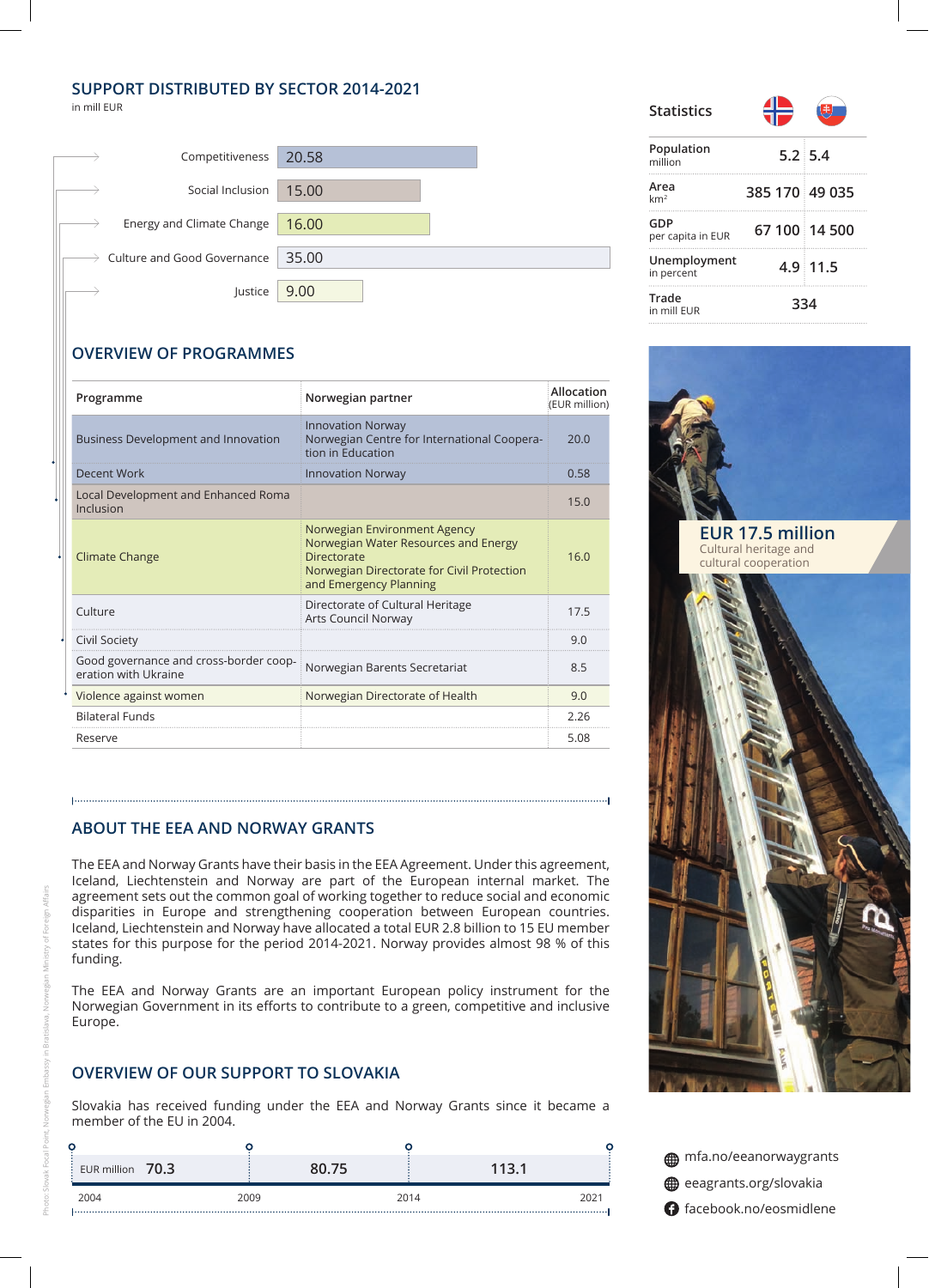## SUPPORT DISTRIBUTED BY SECTOR 2014-2021

in mill EUR

Competitiveness 20.58

Social Inclusion 15.00

Energy and Climate Change 16.00

Culture and Good Governance 35.00

Justice 9.00

## OVERVIEW OF PROGRAMMES

| Programme | Norwegian partner | Allocation (EUR million) |
|---|---|---|
| Business Development and Innovation | Innovation Norway<br>Norwegian Centre for International Cooperation in Education | 20.0 |
| Decent Work | Innovation Norway | 0.58 |
| Local Development and Enhanced Roma Inclusion | | 15.0 |
| Climate Change | Norwegian Environment Agency<br>Norwegian Water Resources and Energy Directorate<br>Norwegian Directorate for Civil Protection and Emergency Planning | 16.0 |
| Culture | Directorate of Cultural Heritage<br>Arts Council Norway | 17.5 |
| Civil Society | | 9.0 |
| Good governance and cross-border cooperation with Ukraine | Norwegian Barents Secretariat | 8.5 |
| Violence against women | Norwegian Directorate of Health | 9.0 |
| Bilateral Funds | | 2.26 |
| Reserve | | 5.08 |

## ABOUT THE EEA AND NORWAY GRANTS

The EEA and Norway Grants have their basis in the EEA Agreement. Under this agreement, Iceland, Liechtenstein and Norway are part of the European internal market. The agreement sets out the common goal of working together to reduce social and economic disparities in Europe and strengthening cooperation between European countries. Iceland, Liechtenstein and Norway have allocated a total EUR 2.8 billion to 15 EU member states for this purpose for the period 2014-2021. Norway provides almost 98 % of this funding.

The EEA and Norway Grants are an important European policy instrument for the Norwegian Government in its efforts to contribute to a green, competitive and inclusive Europe.

## OVERVIEW OF OUR SUPPORT TO SLOVAKIA

Slovakia has received funding under the EEA and Norway Grants since it became a member of the EU in 2004.

EUR million 70.3 — 80.75 — 113.1

2004 — 2009 — 2014 — 2021

## Statistics

| | Norway | Slovakia |
|---|---|---|
| Population (million) | 5.2 | 5.4 |
| Area (km²) | 385 170 | 49 035 |
| GDP (per capita in EUR) | 67 100 | 14 500 |
| Unemployment (in percent) | 4.9 | 11.5 |
| Trade (in mill EUR) | 334 | |

**EUR 17.5 million**
Cultural heritage and cultural cooperation

mfa.no/eeanorwaygrants

eeagrants.org/slovakia

facebook.no/eosmidlene

Photo: Slovak Focal Point, Norwegian Embassy in Bratislava, Norwegian Ministry of Foreign Affairs